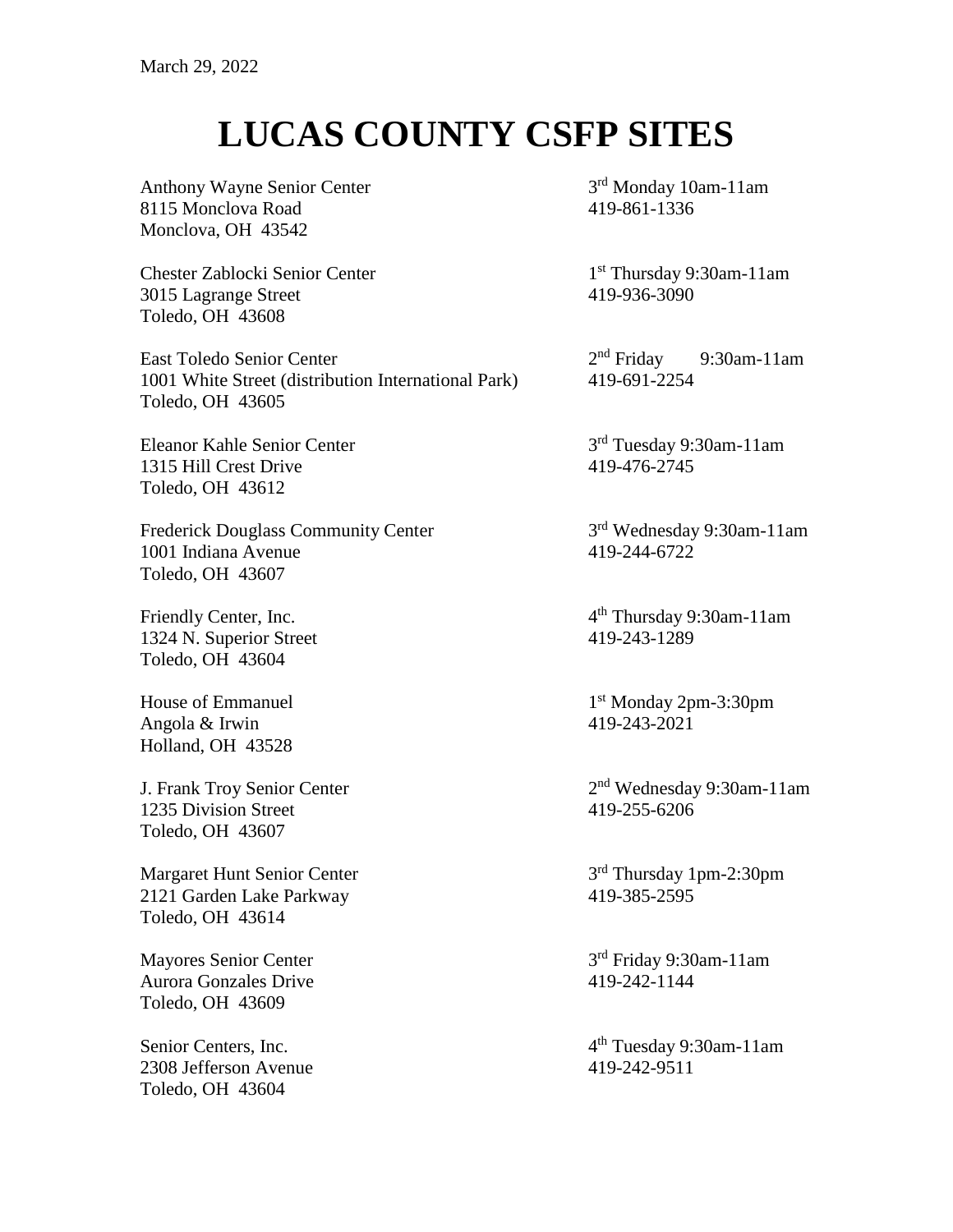March 29, 2022

# LUCAS COUNTY CSFP SITES

Anthony Wayne Senior Center
8115 Monclova Road
Monclova, OH 43542
3rd Monday 10am-11am
419-861-1336

Chester Zablocki Senior Center
3015 Lagrange Street
Toledo, OH 43608
1st Thursday 9:30am-11am
419-936-3090

East Toledo Senior Center
1001 White Street (distribution International Park)
Toledo, OH 43605
2nd Friday 9:30am-11am
419-691-2254

Eleanor Kahle Senior Center
1315 Hill Crest Drive
Toledo, OH 43612
3rd Tuesday 9:30am-11am
419-476-2745

Frederick Douglass Community Center
1001 Indiana Avenue
Toledo, OH 43607
3rd Wednesday 9:30am-11am
419-244-6722

Friendly Center, Inc.
1324 N. Superior Street
Toledo, OH 43604
4th Thursday 9:30am-11am
419-243-1289

House of Emmanuel
Angola & Irwin
Holland, OH 43528
1st Monday 2pm-3:30pm
419-243-2021

J. Frank Troy Senior Center
1235 Division Street
Toledo, OH 43607
2nd Wednesday 9:30am-11am
419-255-6206

Margaret Hunt Senior Center
2121 Garden Lake Parkway
Toledo, OH 43614
3rd Thursday 1pm-2:30pm
419-385-2595

Mayores Senior Center
Aurora Gonzales Drive
Toledo, OH 43609
3rd Friday 9:30am-11am
419-242-1144

Senior Centers, Inc.
2308 Jefferson Avenue
Toledo, OH 43604
4th Tuesday 9:30am-11am
419-242-9511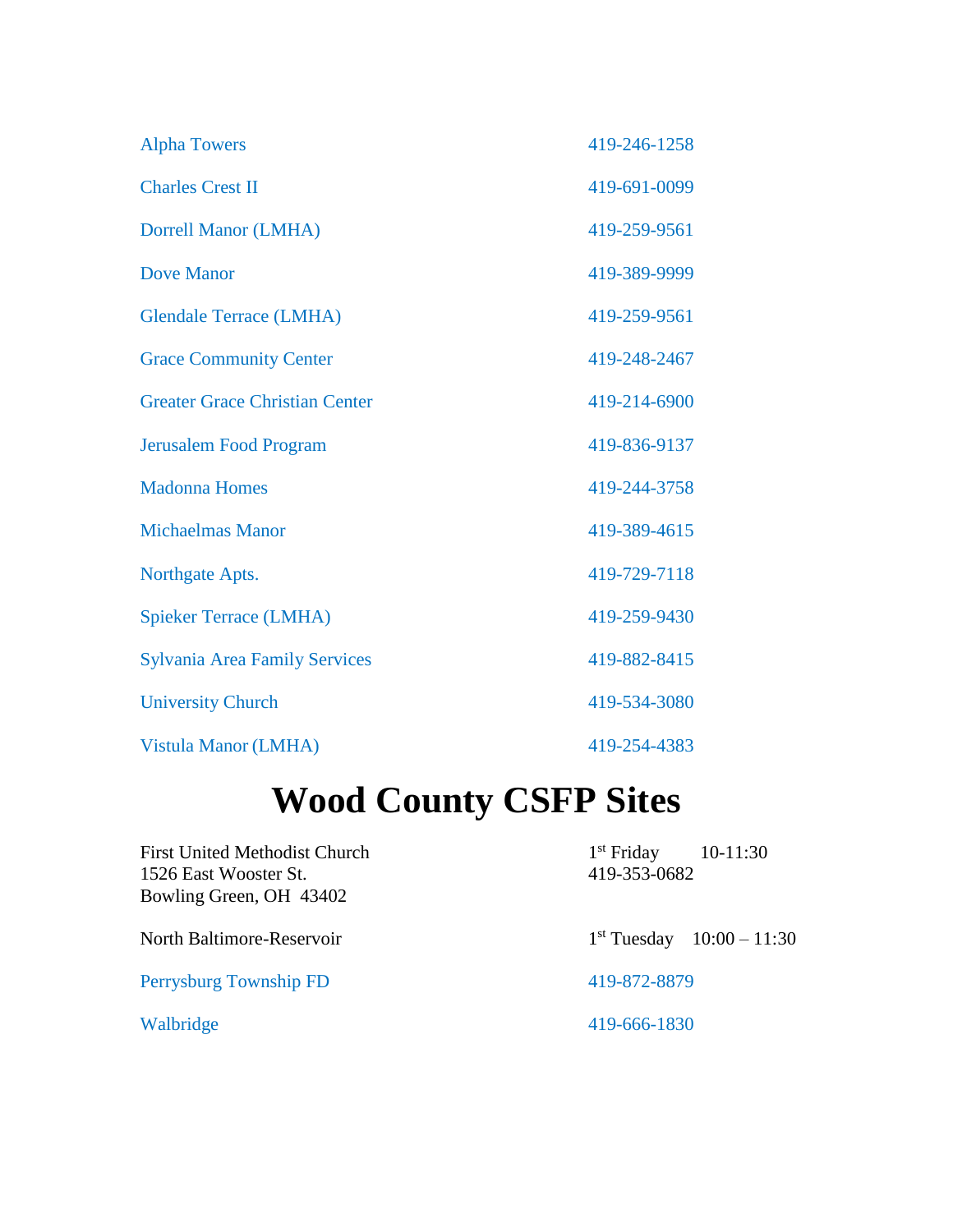| | |
|---|---|
| Alpha Towers | 419-246-1258 |
| Charles Crest II | 419-691-0099 |
| Dorrell Manor (LMHA) | 419-259-9561 |
| Dove Manor | 419-389-9999 |
| Glendale Terrace (LMHA) | 419-259-9561 |
| Grace Community Center | 419-248-2467 |
| Greater Grace Christian Center | 419-214-6900 |
| Jerusalem Food Program | 419-836-9137 |
| Madonna Homes | 419-244-3758 |
| Michaelmas Manor | 419-389-4615 |
| Northgate Apts. | 419-729-7118 |
| Spieker Terrace (LMHA) | 419-259-9430 |
| Sylvania Area Family Services | 419-882-8415 |
| University Church | 419-534-3080 |
| Vistula Manor (LMHA) | 419-254-4383 |

# Wood County CSFP Sites

| | |
|---|---|
| First United Methodist Church<br>1526 East Wooster St.<br>Bowling Green, OH 43402 | 1st Friday 10-11:30<br>419-353-0682 |
| North Baltimore-Reservoir | 1st Tuesday 10:00 – 11:30 |
| Perrysburg Township FD | 419-872-8879 |
| Walbridge | 419-666-1830 |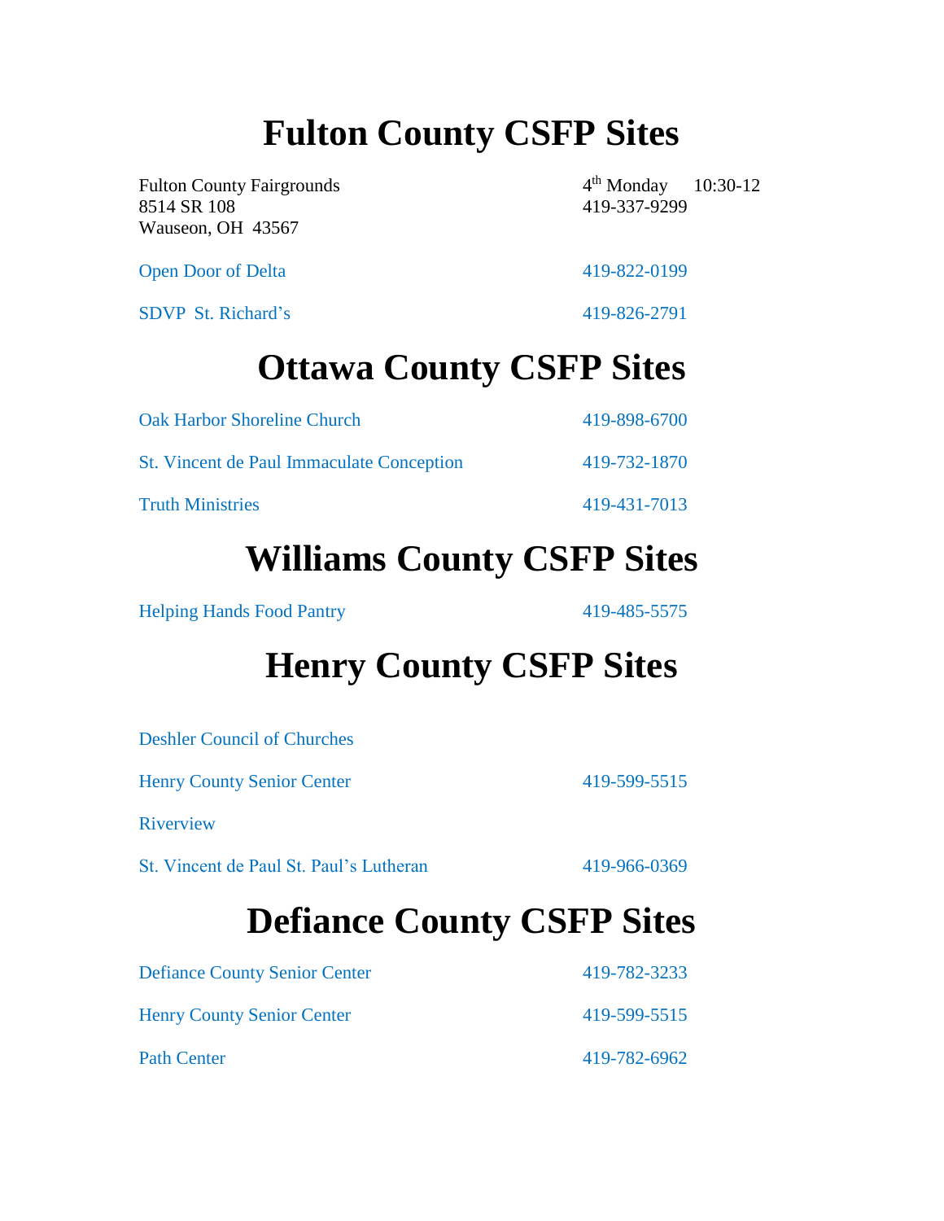# Fulton County CSFP Sites

Fulton County Fairgrounds
8514 SR 108
Wauseon, OH 43567

4th Monday 10:30-12
419-337-9299

Open Door of Delta 419-822-0199

SDVP St. Richard's 419-826-2791

# Ottawa County CSFP Sites

Oak Harbor Shoreline Church 419-898-6700

St. Vincent de Paul Immaculate Conception 419-732-1870

Truth Ministries 419-431-7013

# Williams County CSFP Sites

Helping Hands Food Pantry 419-485-5575

# Henry County CSFP Sites

Deshler Council of Churches

Henry County Senior Center 419-599-5515

Riverview

St. Vincent de Paul St. Paul's Lutheran 419-966-0369

# Defiance County CSFP Sites

Defiance County Senior Center 419-782-3233

Henry County Senior Center 419-599-5515

Path Center 419-782-6962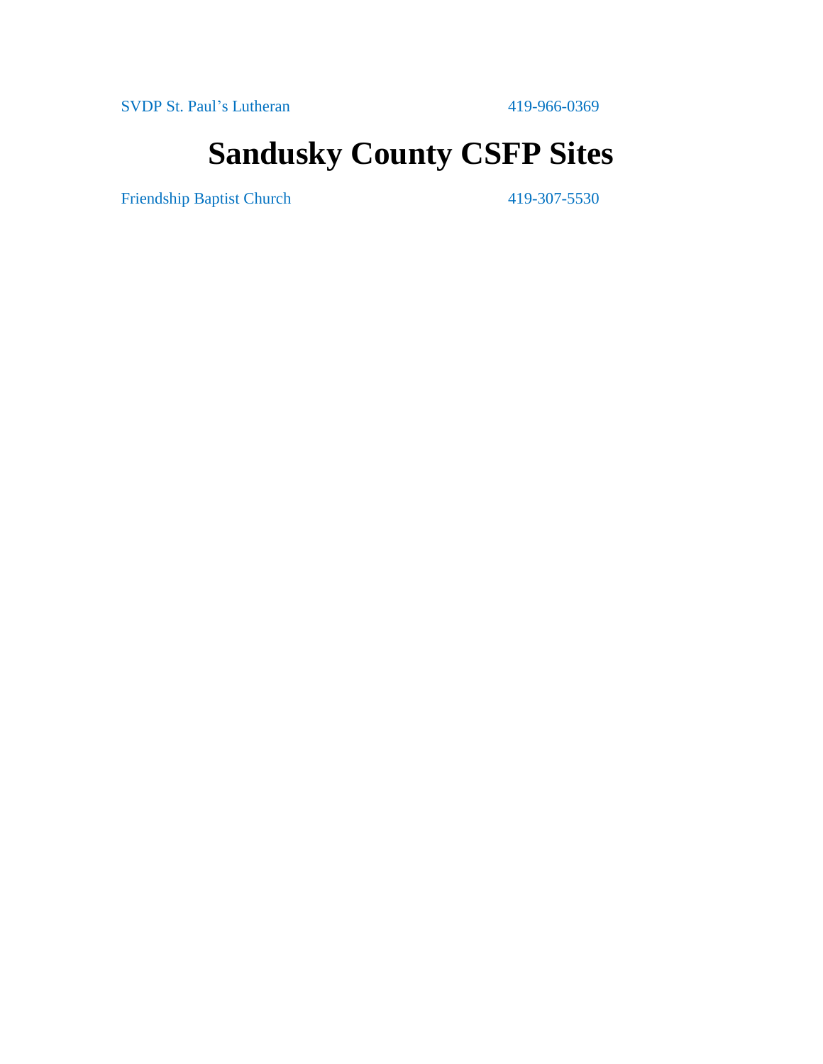SVDP St. Paul's Lutheran 419-966-0369

# Sandusky County CSFP Sites

Friendship Baptist Church 419-307-5530